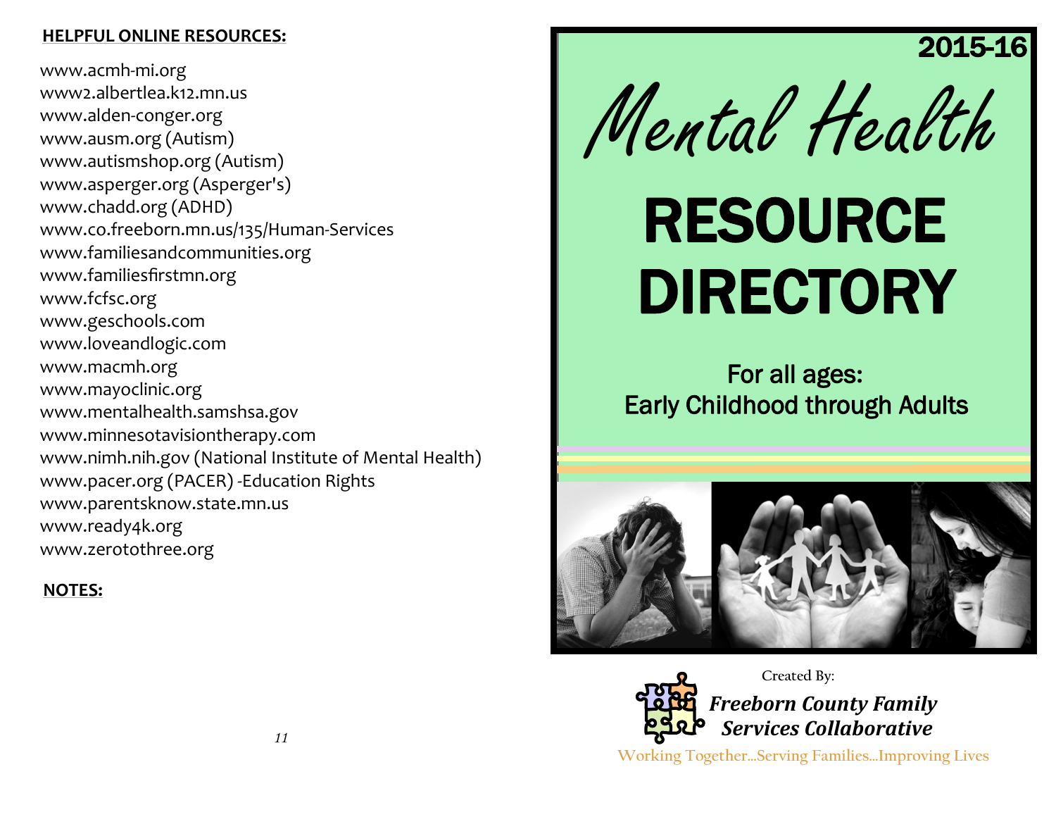## HELPFUL ONLINE RESOURCES:

www.acmh-mi.org
www2.albertlea.k12.mn.us
www.alden-conger.org
www.ausm.org (Autism)
www.autismshop.org (Autism)
www.asperger.org (Asperger's)
www.chadd.org (ADHD)
www.co.freeborn.mn.us/135/Human-Services
www.familiesandcommunities.org
www.familiesfirstmn.org
www.fcfsc.org
www.geschools.com
www.loveandlogic.com
www.macmh.org
www.mayoclinic.org
www.mentalhealth.samshsa.gov
www.minnesotavisiontherapy.com
www.nimh.nih.gov (National Institute of Mental Health)
www.pacer.org (PACER) -Education Rights
www.parentsknow.state.mn.us
www.ready4k.org
www.zerotothree.org

## NOTES:

2015-16

# Mental Health

# RESOURCE DIRECTORY

For all ages:
Early Childhood through Adults

Created By:

***Freeborn County Family Services Collaborative***

Working Together...Serving Families...Improving Lives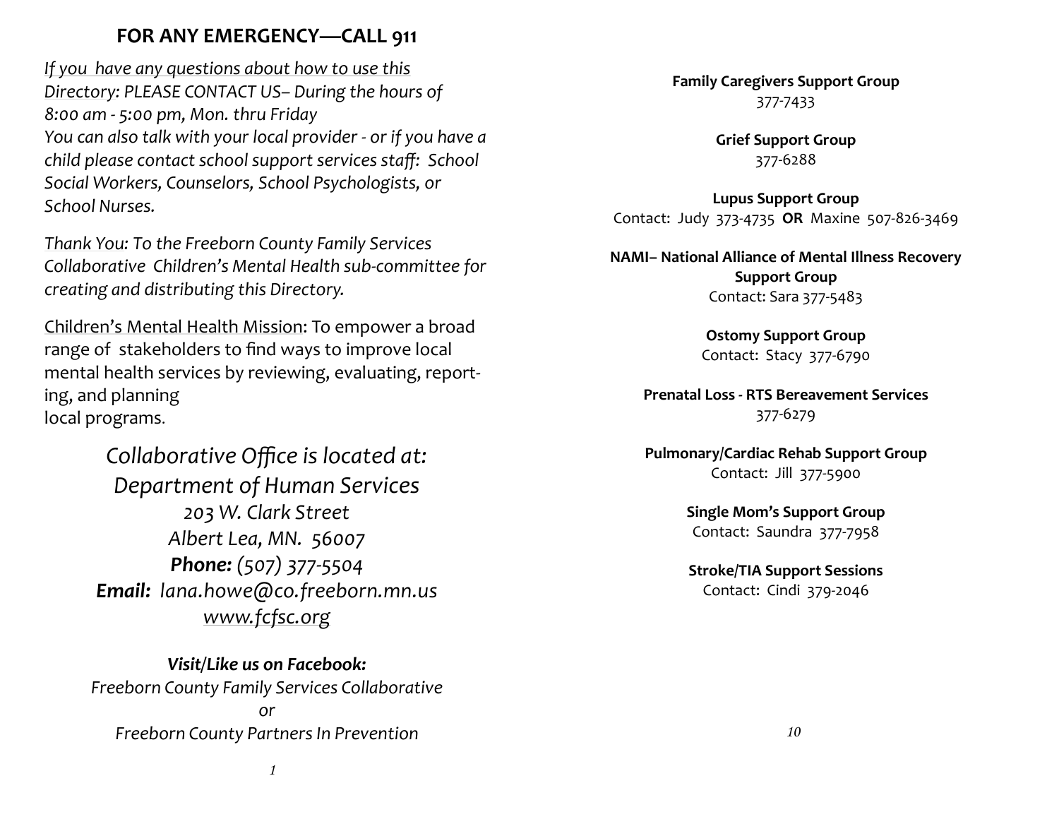## FOR ANY EMERGENCY—CALL 911

*If you have any questions about how to use this Directory: PLEASE CONTACT US– During the hours of 8:00 am - 5:00 pm, Mon. thru Friday*
*You can also talk with your local provider - or if you have a child please contact school support services staff: School Social Workers, Counselors, School Psychologists, or School Nurses.*

*Thank You: To the Freeborn County Family Services Collaborative Children's Mental Health sub-committee for creating and distributing this Directory.*

Children's Mental Health Mission: To empower a broad range of stakeholders to find ways to improve local mental health services by reviewing, evaluating, reporting, and planning
local programs.

*Collaborative Office is located at:*
*Department of Human Services*
*203 W. Clark Street*
*Albert Lea, MN. 56007*
***Phone:** (507) 377-5504*
***Email:** lana.howe@co.freeborn.mn.us*
*www.fcfsc.org*

***Visit/Like us on Facebook:***
*Freeborn County Family Services Collaborative*
*or*
*Freeborn County Partners In Prevention*

**Family Caregivers Support Group**
377-7433

**Grief Support Group**
377-6288

**Lupus Support Group**
Contact: Judy 373-4735 **OR** Maxine 507-826-3469

**NAMI– National Alliance of Mental Illness Recovery Support Group**
Contact: Sara 377-5483

**Ostomy Support Group**
Contact: Stacy 377-6790

**Prenatal Loss - RTS Bereavement Services**
377-6279

**Pulmonary/Cardiac Rehab Support Group**
Contact: Jill 377-5900

**Single Mom's Support Group**
Contact: Saundra 377-7958

**Stroke/TIA Support Sessions**
Contact: Cindi 379-2046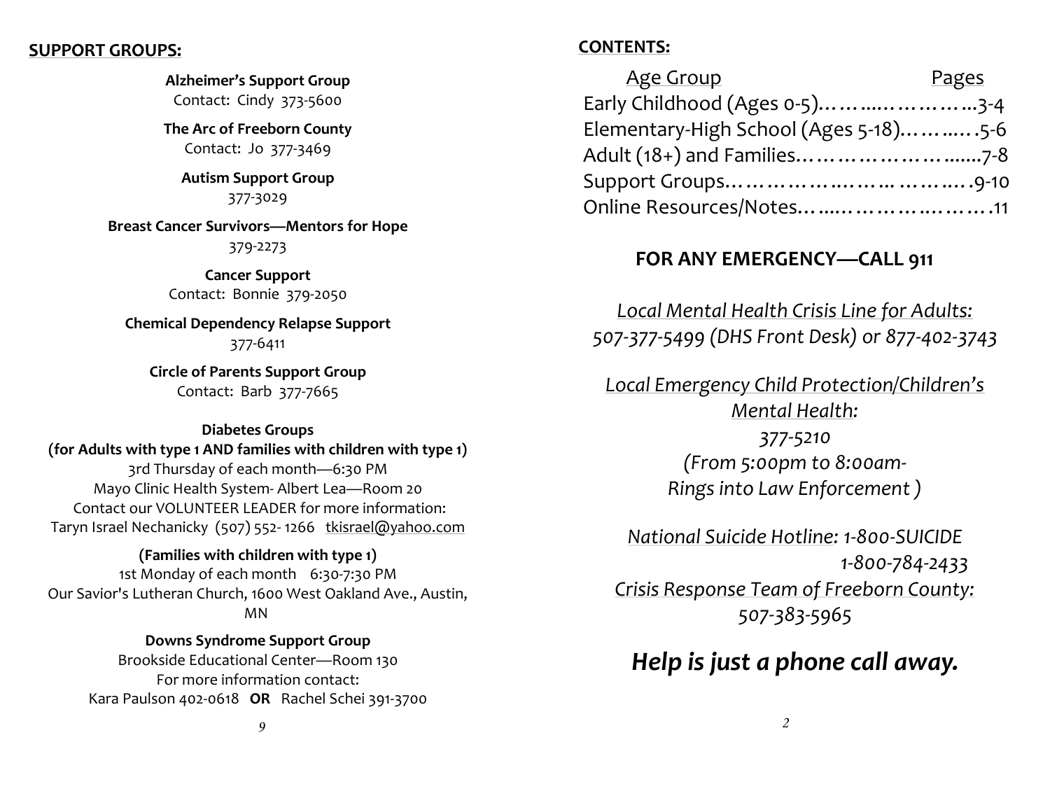## SUPPORT GROUPS:

**Alzheimer's Support Group**
Contact: Cindy 373-5600

**The Arc of Freeborn County**
Contact: Jo 377-3469

**Autism Support Group**
377-3029

**Breast Cancer Survivors—Mentors for Hope**
379-2273

**Cancer Support**
Contact: Bonnie 379-2050

**Chemical Dependency Relapse Support**
377-6411

**Circle of Parents Support Group**
Contact: Barb 377-7665

**Diabetes Groups**
**(for Adults with type 1 AND families with children with type 1)**
3rd Thursday of each month—6:30 PM
Mayo Clinic Health System- Albert Lea—Room 20
Contact our VOLUNTEER LEADER for more information:
Taryn Israel Nechanicky (507) 552- 1266 tkisrael@yahoo.com

**(Families with children with type 1)**
1st Monday of each month 6:30-7:30 PM
Our Savior's Lutheran Church, 1600 West Oakland Ave., Austin, MN

**Downs Syndrome Support Group**
Brookside Educational Center—Room 130
For more information contact:
Kara Paulson 402-0618 **OR** Rachel Schei 391-3700

## CONTENTS:

| Age Group | Pages |
|---|---|
| Early Childhood (Ages 0-5) | 3-4 |
| Elementary-High School (Ages 5-18) | 5-6 |
| Adult (18+) and Families | 7-8 |
| Support Groups | 9-10 |
| Online Resources/Notes | 11 |

### FOR ANY EMERGENCY—CALL 911

*Local Mental Health Crisis Line for Adults:*
*507-377-5499 (DHS Front Desk) or 877-402-3743*

*Local Emergency Child Protection/Children's Mental Health:*
*377-5210*
*(From 5:00pm to 8:00am- Rings into Law Enforcement )*

*National Suicide Hotline: 1-800-SUICIDE*
*1-800-784-2433*
*Crisis Response Team of Freeborn County:*
*507-383-5965*

***Help is just a phone call away.***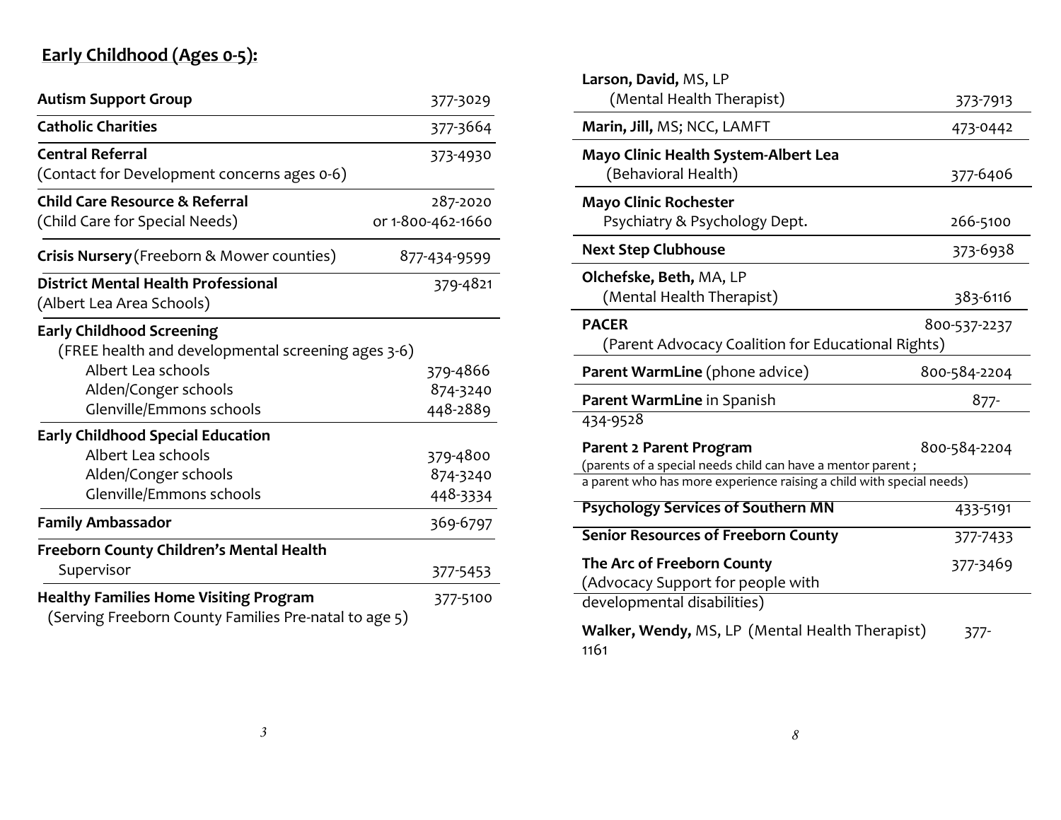## Early Childhood (Ages 0-5):

| Resource | Phone |
| --- | --- |
| **Autism Support Group** | 377-3029 |
| **Catholic Charities** | 377-3664 |
| **Central Referral** (Contact for Development concerns ages 0-6) | 373-4930 |
| **Child Care Resource & Referral** (Child Care for Special Needs) | 287-2020 or 1-800-462-1660 |
| **Crisis Nursery** (Freeborn & Mower counties) | 877-434-9599 |
| **District Mental Health Professional** (Albert Lea Area Schools) | 379-4821 |
| **Early Childhood Screening** (FREE health and developmental screening ages 3-6) | |
| Albert Lea schools | 379-4866 |
| Alden/Conger schools | 874-3240 |
| Glenville/Emmons schools | 448-2889 |
| **Early Childhood Special Education** | |
| Albert Lea schools | 379-4800 |
| Alden/Conger schools | 874-3240 |
| Glenville/Emmons schools | 448-3334 |
| **Family Ambassador** | 369-6797 |
| **Freeborn County Children's Mental Health** Supervisor | 377-5453 |
| **Healthy Families Home Visiting Program** (Serving Freeborn County Families Pre-natal to age 5) | 377-5100 |
| **Larson, David,** MS, LP (Mental Health Therapist) | 373-7913 |
| **Marin, Jill,** MS; NCC, LAMFT | 473-0442 |
| **Mayo Clinic Health System-Albert Lea** (Behavioral Health) | 377-6406 |
| **Mayo Clinic Rochester** Psychiatry & Psychology Dept. | 266-5100 |
| **Next Step Clubhouse** | 373-6938 |
| **Olchefske, Beth,** MA, LP (Mental Health Therapist) | 383-6116 |
| **PACER** (Parent Advocacy Coalition for Educational Rights) | 800-537-2237 |
| **Parent WarmLine** (phone advice) | 800-584-2204 |
| **Parent WarmLine** in Spanish | 877-434-9528 |
| **Parent 2 Parent Program** (parents of a special needs child can have a mentor parent; a parent who has more experience raising a child with special needs) | 800-584-2204 |
| **Psychology Services of Southern MN** | 433-5191 |
| **Senior Resources of Freeborn County** | 377-7433 |
| **The Arc of Freeborn County** (Advocacy Support for people with developmental disabilities) | 377-3469 |
| **Walker, Wendy,** MS, LP (Mental Health Therapist) | 377-1161 |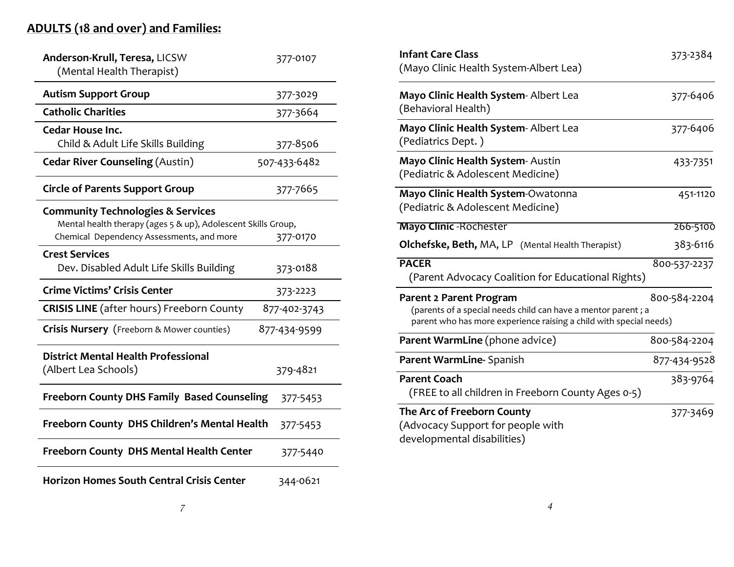## ADULTS (18 and over) and Families:

| Resource | Phone |
| --- | --- |
| **Anderson-Krull, Teresa,** LICSW (Mental Health Therapist) | 377-0107 |
| **Autism Support Group** | 377-3029 |
| **Catholic Charities** | 377-3664 |
| **Cedar House Inc.** Child & Adult Life Skills Building | 377-8506 |
| **Cedar River Counseling** (Austin) | 507-433-6482 |
| **Circle of Parents Support Group** | 377-7665 |
| **Community Technologies & Services** Mental health therapy (ages 5 & up), Adolescent Skills Group, Chemical Dependency Assessments, and more | 377-0170 |
| **Crest Services** Dev. Disabled Adult Life Skills Building | 373-0188 |
| **Crime Victims' Crisis Center** | 373-2223 |
| **CRISIS LINE** (after hours) Freeborn County | 877-402-3743 |
| **Crisis Nursery** (Freeborn & Mower counties) | 877-434-9599 |
| **District Mental Health Professional** (Albert Lea Schools) | 379-4821 |
| **Freeborn County DHS Family Based Counseling** | 377-5453 |
| **Freeborn County DHS Children's Mental Health** | 377-5453 |
| **Freeborn County DHS Mental Health Center** | 377-5440 |
| **Horizon Homes South Central Crisis Center** | 344-0621 |

| Resource | Phone |
| --- | --- |
| **Infant Care Class** (Mayo Clinic Health System-Albert Lea) | 373-2384 |
| **Mayo Clinic Health System**- Albert Lea (Behavioral Health) | 377-6406 |
| **Mayo Clinic Health System**- Albert Lea (Pediatrics Dept. ) | 377-6406 |
| **Mayo Clinic Health System**- Austin (Pediatric & Adolescent Medicine) | 433-7351 |
| **Mayo Clinic Health System**-Owatonna (Pediatric & Adolescent Medicine) | 451-1120 |
| **Mayo Clinic** -Rochester | 266-5100 |
| **Olchefske, Beth,** MA, LP (Mental Health Therapist) | 383-6116 |
| **PACER** (Parent Advocacy Coalition for Educational Rights) | 800-537-2237 |
| **Parent 2 Parent Program** (parents of a special needs child can have a mentor parent ; a parent who has more experience raising a child with special needs) | 800-584-2204 |
| **Parent WarmLine** (phone advice) | 800-584-2204 |
| **Parent WarmLine**- Spanish | 877-434-9528 |
| **Parent Coach** (FREE to all children in Freeborn County Ages 0-5) | 383-9764 |
| **The Arc of Freeborn County** (Advocacy Support for people with developmental disabilities) | 377-3469 |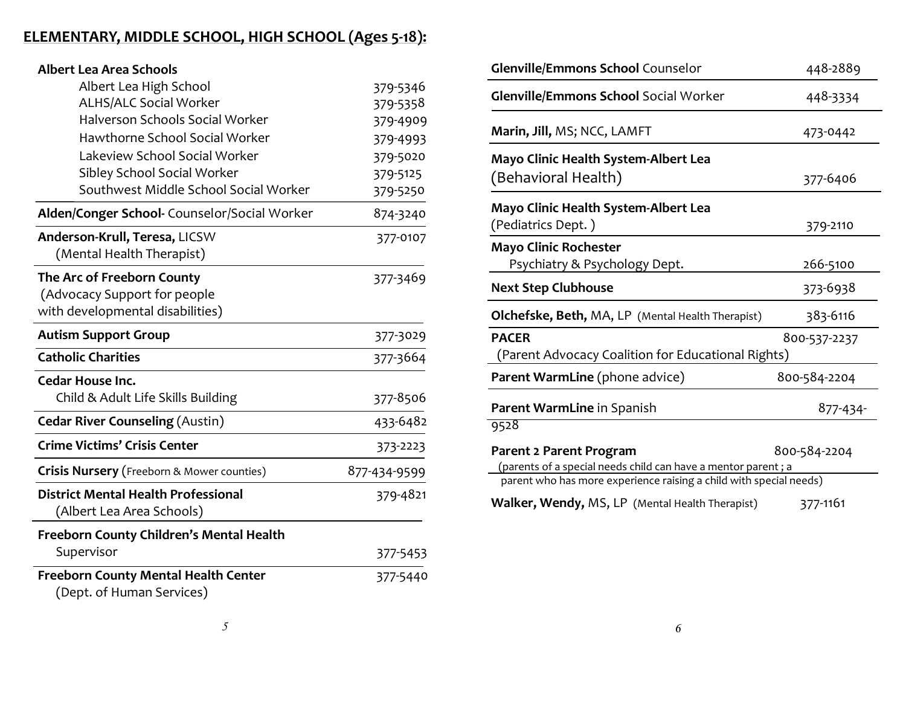## ELEMENTARY, MIDDLE SCHOOL, HIGH SCHOOL (Ages 5-18):

**Albert Lea Area Schools**

| | |
|---|---|
| Albert Lea High School | 379-5346 |
| ALHS/ALC Social Worker | 379-5358 |
| Halverson Schools Social Worker | 379-4909 |
| Hawthorne School Social Worker | 379-4993 |
| Lakeview School Social Worker | 379-5020 |
| Sibley School Social Worker | 379-5125 |
| Southwest Middle School Social Worker | 379-5250 |

**Alden/Conger School**- Counselor/Social Worker — 874-3240

**Anderson-Krull, Teresa,** LICSW (Mental Health Therapist) — 377-0107

**The Arc of Freeborn County** (Advocacy Support for people with developmental disabilities) — 377-3469

**Autism Support Group** — 377-3029

**Catholic Charities** — 377-3664

**Cedar House Inc.**
Child & Adult Life Skills Building — 377-8506

**Cedar River Counseling** (Austin) — 433-6482

**Crime Victims' Crisis Center** — 373-2223

**Crisis Nursery** (Freeborn & Mower counties) — 877-434-9599

**District Mental Health Professional** (Albert Lea Area Schools) — 379-4821

**Freeborn County Children's Mental Health**
Supervisor — 377-5453

**Freeborn County Mental Health Center** (Dept. of Human Services) — 377-5440

**Glenville/Emmons School** Counselor — 448-2889

**Glenville/Emmons School** Social Worker — 448-3334

**Marin, Jill,** MS; NCC, LAMFT — 473-0442

**Mayo Clinic Health System-Albert Lea** (Behavioral Health) — 377-6406

**Mayo Clinic Health System-Albert Lea** (Pediatrics Dept.) — 379-2110

**Mayo Clinic Rochester**
Psychiatry & Psychology Dept. — 266-5100

**Next Step Clubhouse** — 373-6938

**Olchefske, Beth,** MA, LP (Mental Health Therapist) — 383-6116

**PACER** (Parent Advocacy Coalition for Educational Rights) — 800-537-2237

**Parent WarmLine** (phone advice) — 800-584-2204

**Parent WarmLine** in Spanish — 877-434-9528

**Parent 2 Parent Program** — 800-584-2204
(parents of a special needs child can have a mentor parent ; a parent who has more experience raising a child with special needs)

**Walker, Wendy,** MS, LP (Mental Health Therapist) — 377-1161